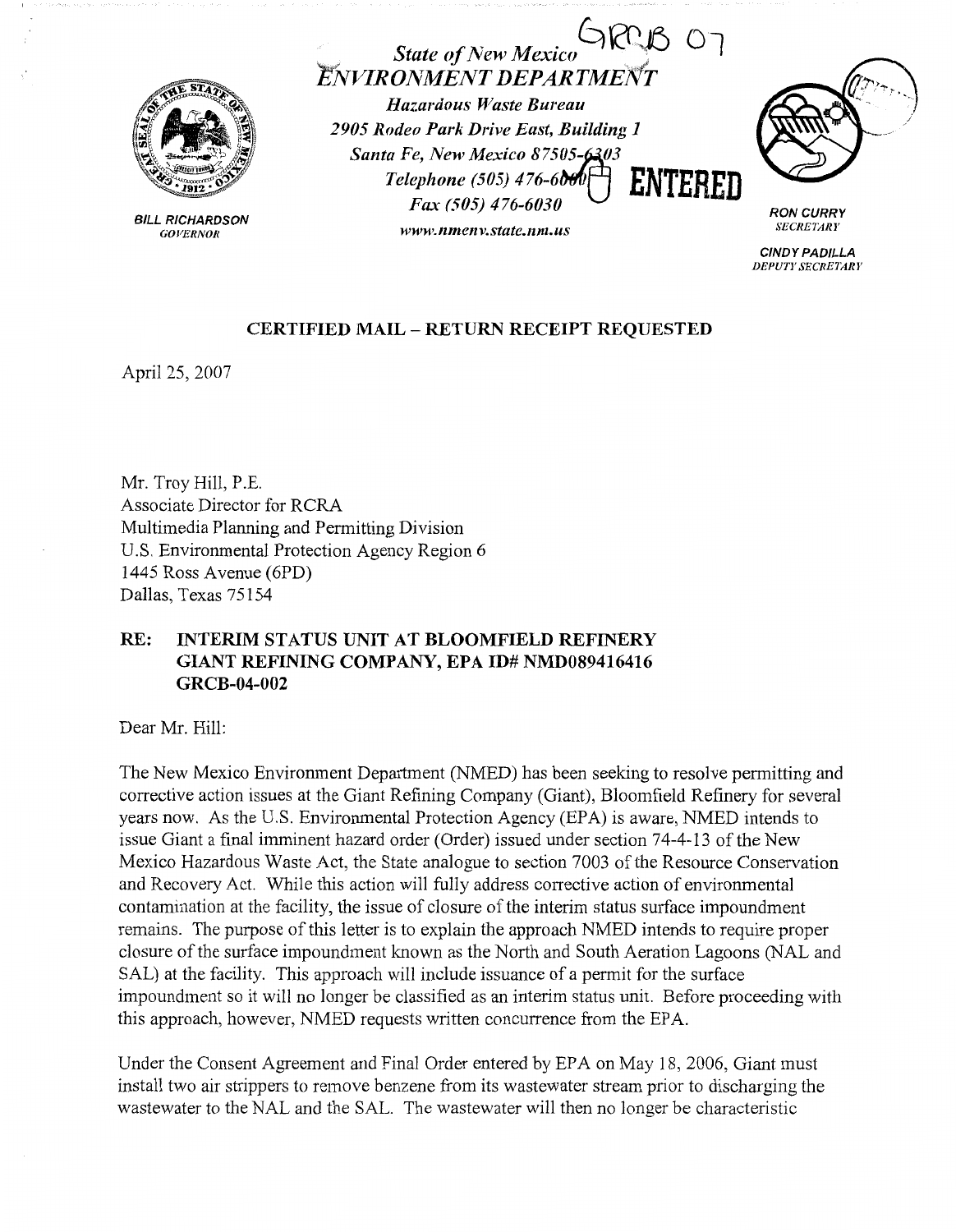*State of New Mexico*
*ENVIRONMENT DEPARTMENT*
*Hazardous Waste Bureau*
*2905 Rodeo Park Drive East, Building 1*
*Santa Fe, New Mexico 87505-6303*
*Telephone (505) 476-6000*
*Fax (505) 476-6030*
*www.nmenv.state.nm.us*

GRCB 07

ENTERED

**BILL RICHARDSON**
*GOVERNOR*

**RON CURRY**
*SECRETARY*

**CINDY PADILLA**
*DEPUTY SECRETARY*

**CERTIFIED MAIL – RETURN RECEIPT REQUESTED**

April 25, 2007

Mr. Troy Hill, P.E.
Associate Director for RCRA
Multimedia Planning and Permitting Division
U.S. Environmental Protection Agency Region 6
1445 Ross Avenue (6PD)
Dallas, Texas 75154

**RE: INTERIM STATUS UNIT AT BLOOMFIELD REFINERY**
**GIANT REFINING COMPANY, EPA ID# NMD089416416**
**GRCB-04-002**

Dear Mr. Hill:

The New Mexico Environment Department (NMED) has been seeking to resolve permitting and corrective action issues at the Giant Refining Company (Giant), Bloomfield Refinery for several years now. As the U.S. Environmental Protection Agency (EPA) is aware, NMED intends to issue Giant a final imminent hazard order (Order) issued under section 74-4-13 of the New Mexico Hazardous Waste Act, the State analogue to section 7003 of the Resource Conservation and Recovery Act. While this action will fully address corrective action of environmental contamination at the facility, the issue of closure of the interim status surface impoundment remains. The purpose of this letter is to explain the approach NMED intends to require proper closure of the surface impoundment known as the North and South Aeration Lagoons (NAL and SAL) at the facility. This approach will include issuance of a permit for the surface impoundment so it will no longer be classified as an interim status unit. Before proceeding with this approach, however, NMED requests written concurrence from the EPA.

Under the Consent Agreement and Final Order entered by EPA on May 18, 2006, Giant must install two air strippers to remove benzene from its wastewater stream prior to discharging the wastewater to the NAL and the SAL. The wastewater will then no longer be characteristic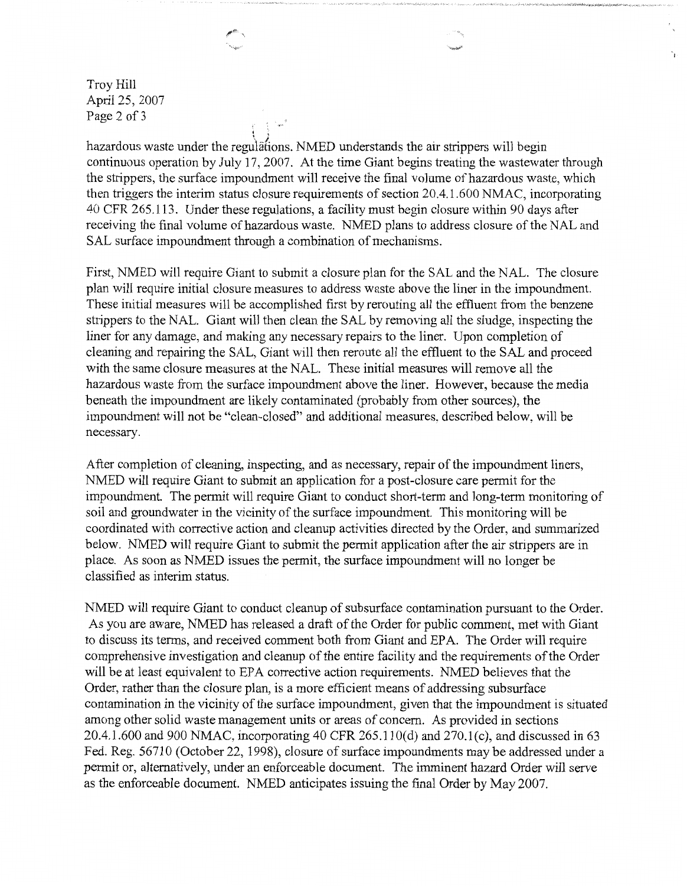hazardous waste under the regulations. NMED understands the air strippers will begin continuous operation by July 17, 2007. At the time Giant begins treating the wastewater through the strippers, the surface impoundment will receive the final volume of hazardous waste, which then triggers the interim status closure requirements of section 20.4.1.600 NMAC, incorporating 40 CFR 265.113. Under these regulations, a facility must begin closure within 90 days after receiving the final volume of hazardous waste. NMED plans to address closure of the NAL and SAL surface impoundment through a combination of mechanisms.

First, NMED will require Giant to submit a closure plan for the SAL and the NAL. The closure plan will require initial closure measures to address waste above the liner in the impoundment. These initial measures will be accomplished first by rerouting all the effluent from the benzene strippers to the NAL. Giant will then clean the SAL by removing all the sludge, inspecting the liner for any damage, and making any necessary repairs to the liner. Upon completion of cleaning and repairing the SAL, Giant will then reroute all the effluent to the SAL and proceed with the same closure measures at the NAL. These initial measures will remove all the hazardous waste from the surface impoundment above the liner. However, because the media beneath the impoundment are likely contaminated (probably from other sources), the impoundment will not be "clean-closed" and additional measures, described below, will be necessary.

After completion of cleaning, inspecting, and as necessary, repair of the impoundment liners, NMED will require Giant to submit an application for a post-closure care permit for the impoundment. The permit will require Giant to conduct short-term and long-term monitoring of soil and groundwater in the vicinity of the surface impoundment. This monitoring will be coordinated with corrective action and cleanup activities directed by the Order, and summarized below. NMED will require Giant to submit the permit application after the air strippers are in place. As soon as NMED issues the permit, the surface impoundment will no longer be classified as interim status.

NMED will require Giant to conduct cleanup of subsurface contamination pursuant to the Order. As you are aware, NMED has released a draft of the Order for public comment, met with Giant to discuss its terms, and received comment both from Giant and EPA. The Order will require comprehensive investigation and cleanup of the entire facility and the requirements of the Order will be at least equivalent to EPA corrective action requirements. NMED believes that the Order, rather than the closure plan, is a more efficient means of addressing subsurface contamination in the vicinity of the surface impoundment, given that the impoundment is situated among other solid waste management units or areas of concern. As provided in sections 20.4.1.600 and 900 NMAC, incorporating 40 CFR 265.110(d) and 270.1(c), and discussed in 63 Fed. Reg. 56710 (October 22, 1998), closure of surface impoundments may be addressed under a permit or, alternatively, under an enforceable document. The imminent hazard Order will serve as the enforceable document. NMED anticipates issuing the final Order by May 2007.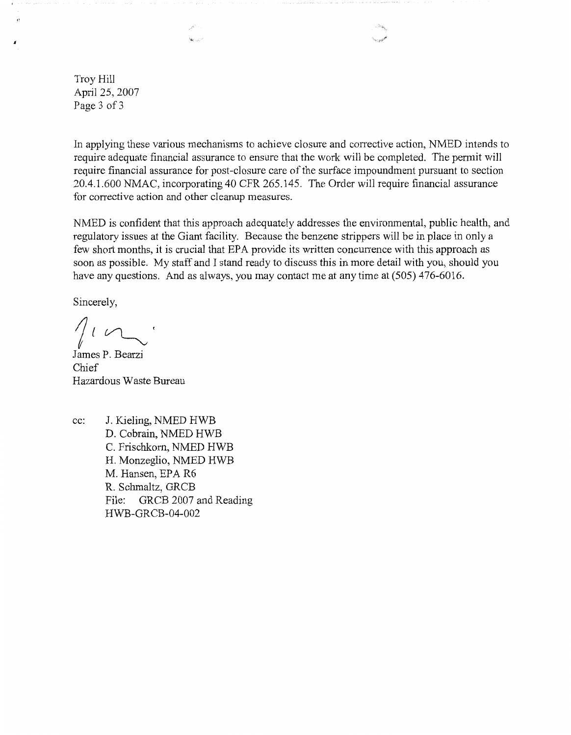In applying these various mechanisms to achieve closure and corrective action, NMED intends to require adequate financial assurance to ensure that the work will be completed. The permit will require financial assurance for post-closure care of the surface impoundment pursuant to section 20.4.1.600 NMAC, incorporating 40 CFR 265.145. The Order will require financial assurance for corrective action and other cleanup measures.

NMED is confident that this approach adequately addresses the environmental, public health, and regulatory issues at the Giant facility. Because the benzene strippers will be in place in only a few short months, it is crucial that EPA provide its written concurrence with this approach as soon as possible. My staff and I stand ready to discuss this in more detail with you, should you have any questions. And as always, you may contact me at any time at (505) 476-6016.

Sincerely,

James P. Bearzi
Chief
Hazardous Waste Bureau

cc: J. Kieling, NMED HWB
D. Cobrain, NMED HWB
C. Frischkorn, NMED HWB
H. Monzeglio, NMED HWB
M. Hansen, EPA R6
R. Schmaltz, GRCB
File: GRCB 2007 and Reading
HWB-GRCB-04-002